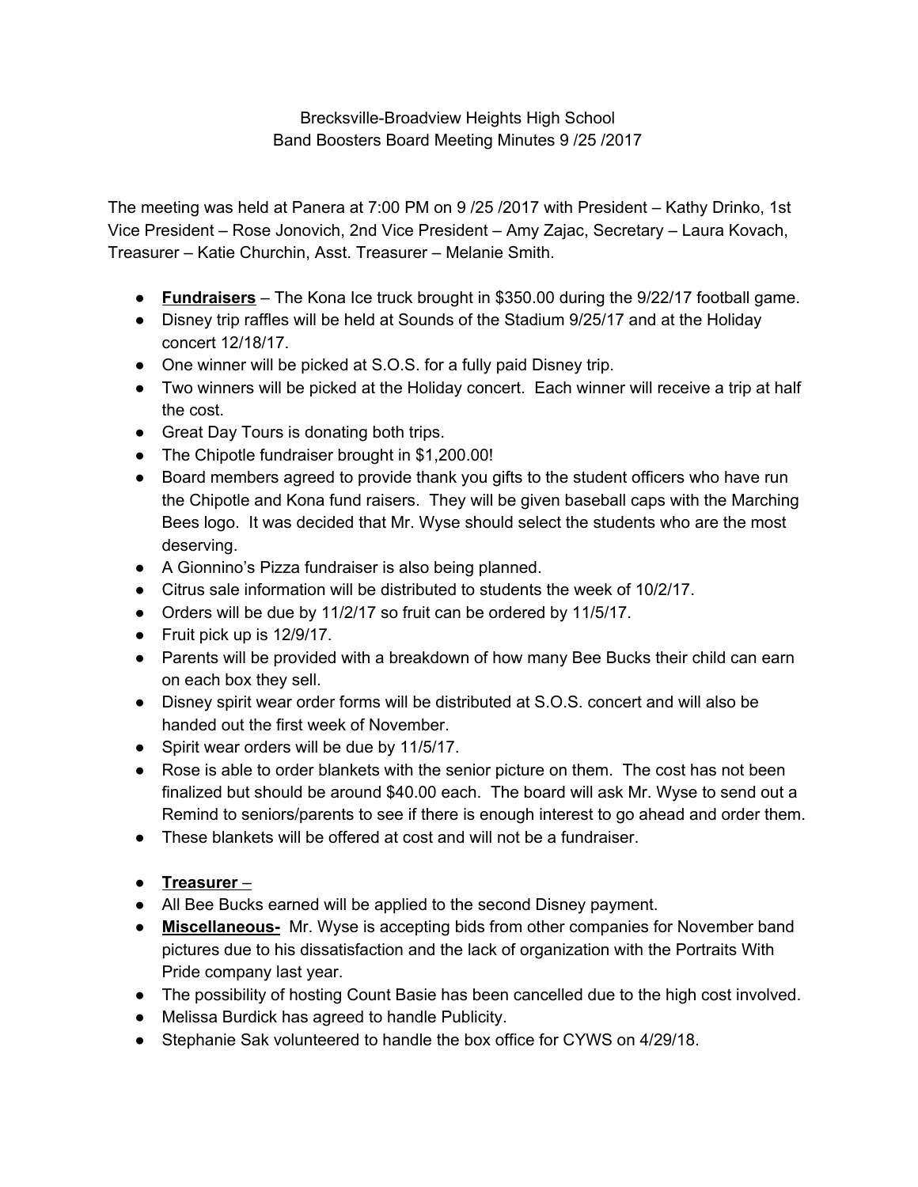Brecksville-Broadview Heights High School
Band Boosters Board Meeting Minutes 9 /25 /2017

The meeting was held at Panera at 7:00 PM on 9 /25 /2017 with President – Kathy Drinko, 1st Vice President – Rose Jonovich, 2nd Vice President – Amy Zajac, Secretary – Laura Kovach, Treasurer – Katie Churchin, Asst. Treasurer – Melanie Smith.

- **Fundraisers** – The Kona Ice truck brought in $350.00 during the 9/22/17 football game.
- Disney trip raffles will be held at Sounds of the Stadium 9/25/17 and at the Holiday concert 12/18/17.
- One winner will be picked at S.O.S. for a fully paid Disney trip.
- Two winners will be picked at the Holiday concert. Each winner will receive a trip at half the cost.
- Great Day Tours is donating both trips.
- The Chipotle fundraiser brought in $1,200.00!
- Board members agreed to provide thank you gifts to the student officers who have run the Chipotle and Kona fund raisers. They will be given baseball caps with the Marching Bees logo. It was decided that Mr. Wyse should select the students who are the most deserving.
- A Gionnino's Pizza fundraiser is also being planned.
- Citrus sale information will be distributed to students the week of 10/2/17.
- Orders will be due by 11/2/17 so fruit can be ordered by 11/5/17.
- Fruit pick up is 12/9/17.
- Parents will be provided with a breakdown of how many Bee Bucks their child can earn on each box they sell.
- Disney spirit wear order forms will be distributed at S.O.S. concert and will also be handed out the first week of November.
- Spirit wear orders will be due by 11/5/17.
- Rose is able to order blankets with the senior picture on them. The cost has not been finalized but should be around $40.00 each. The board will ask Mr. Wyse to send out a Remind to seniors/parents to see if there is enough interest to go ahead and order them.
- These blankets will be offered at cost and will not be a fundraiser.

- **Treasurer** –
- All Bee Bucks earned will be applied to the second Disney payment.
- **Miscellaneous-** Mr. Wyse is accepting bids from other companies for November band pictures due to his dissatisfaction and the lack of organization with the Portraits With Pride company last year.
- The possibility of hosting Count Basie has been cancelled due to the high cost involved.
- Melissa Burdick has agreed to handle Publicity.
- Stephanie Sak volunteered to handle the box office for CYWS on 4/29/18.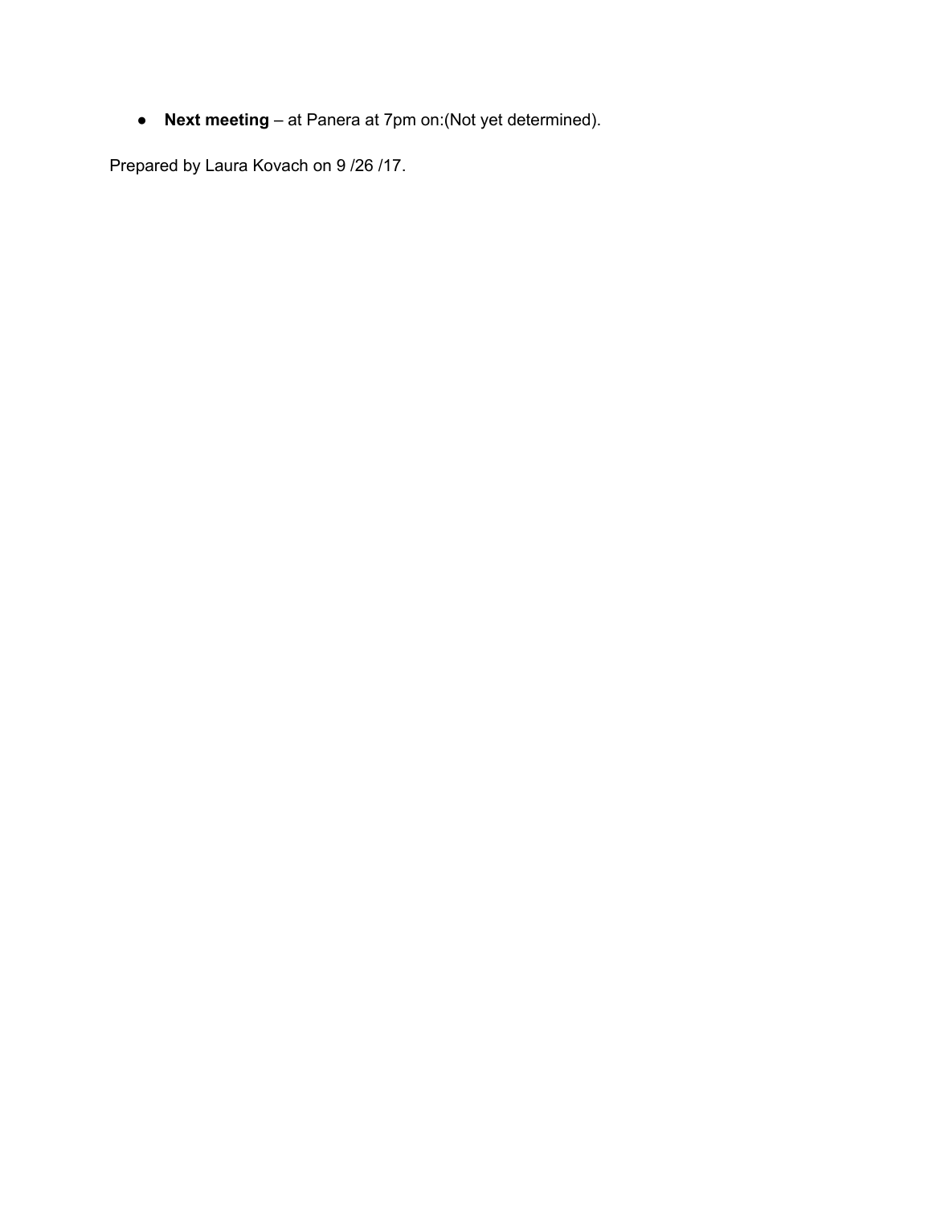- **Next meeting** – at Panera at 7pm on:(Not yet determined).

Prepared by Laura Kovach on 9 /26 /17.